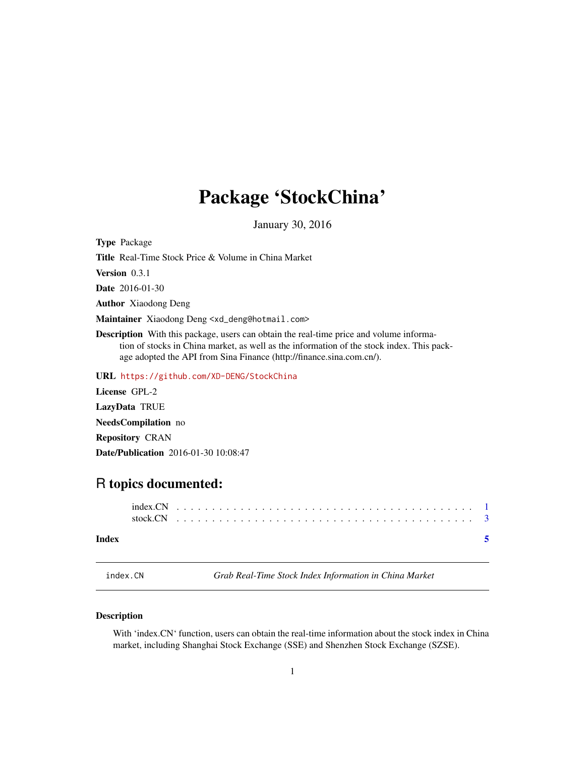# Package 'StockChina'

January 30, 2016

**Type** Package

**Title** Real-Time Stock Price & Volume in China Market

**Version** 0.3.1

**Date** 2016-01-30

**Author** Xiaodong Deng

**Maintainer** Xiaodong Deng <xd_deng@hotmail.com>

**Description** With this package, users can obtain the real-time price and volume information of stocks in China market, as well as the information of the stock index. This package adopted the API from Sina Finance (http://finance.sina.com.cn/).

**URL** https://github.com/XD-DENG/StockChina

**License** GPL-2

**LazyData** TRUE

**NeedsCompilation** no

**Repository** CRAN

**Date/Publication** 2016-01-30 10:08:47

## R topics documented:

index.CN . . . . . . . . . . . . . . . . . . . . . . . . . . . . . . . . . . . . . . . . . 1
stock.CN . . . . . . . . . . . . . . . . . . . . . . . . . . . . . . . . . . . . . . . . . 3

**Index** **5**

---

index.CN *Grab Real-Time Stock Index Information in China Market*

---

### Description

With 'index.CN' function, users can obtain the real-time information about the stock index in China market, including Shanghai Stock Exchange (SSE) and Shenzhen Stock Exchange (SZSE).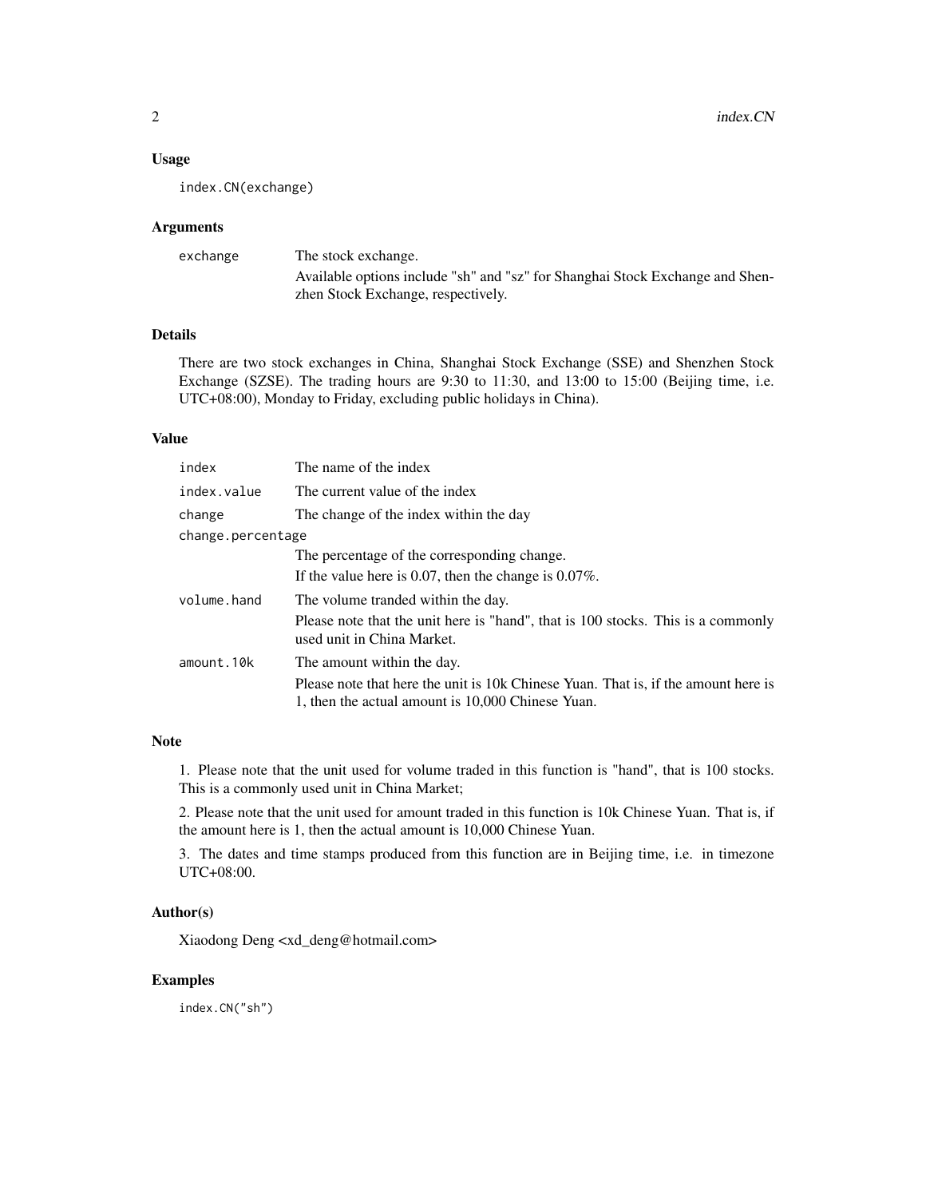## Usage

```
index.CN(exchange)
```

## Arguments

| | |
|---|---|
| `exchange` | The stock exchange.<br>Available options include "sh" and "sz" for Shanghai Stock Exchange and Shenzhen Stock Exchange, respectively. |

## Details

There are two stock exchanges in China, Shanghai Stock Exchange (SSE) and Shenzhen Stock Exchange (SZSE). The trading hours are 9:30 to 11:30, and 13:00 to 15:00 (Beijing time, i.e. UTC+08:00), Monday to Friday, excluding public holidays in China).

## Value

| | |
|---|---|
| `index` | The name of the index |
| `index.value` | The current value of the index |
| `change` | The change of the index within the day |
| `change.percentage` | The percentage of the corresponding change.<br>If the value here is 0.07, then the change is 0.07%. |
| `volume.hand` | The volume tranded within the day.<br>Please note that the unit here is "hand", that is 100 stocks. This is a commonly used unit in China Market. |
| `amount.10k` | The amount within the day.<br>Please note that here the unit is 10k Chinese Yuan. That is, if the amount here is 1, then the actual amount is 10,000 Chinese Yuan. |

## Note

1. Please note that the unit used for volume traded in this function is "hand", that is 100 stocks. This is a commonly used unit in China Market;

2. Please note that the unit used for amount traded in this function is 10k Chinese Yuan. That is, if the amount here is 1, then the actual amount is 10,000 Chinese Yuan.

3. The dates and time stamps produced from this function are in Beijing time, i.e. in timezone UTC+08:00.

## Author(s)

Xiaodong Deng <xd_deng@hotmail.com>

## Examples

```
index.CN("sh")
```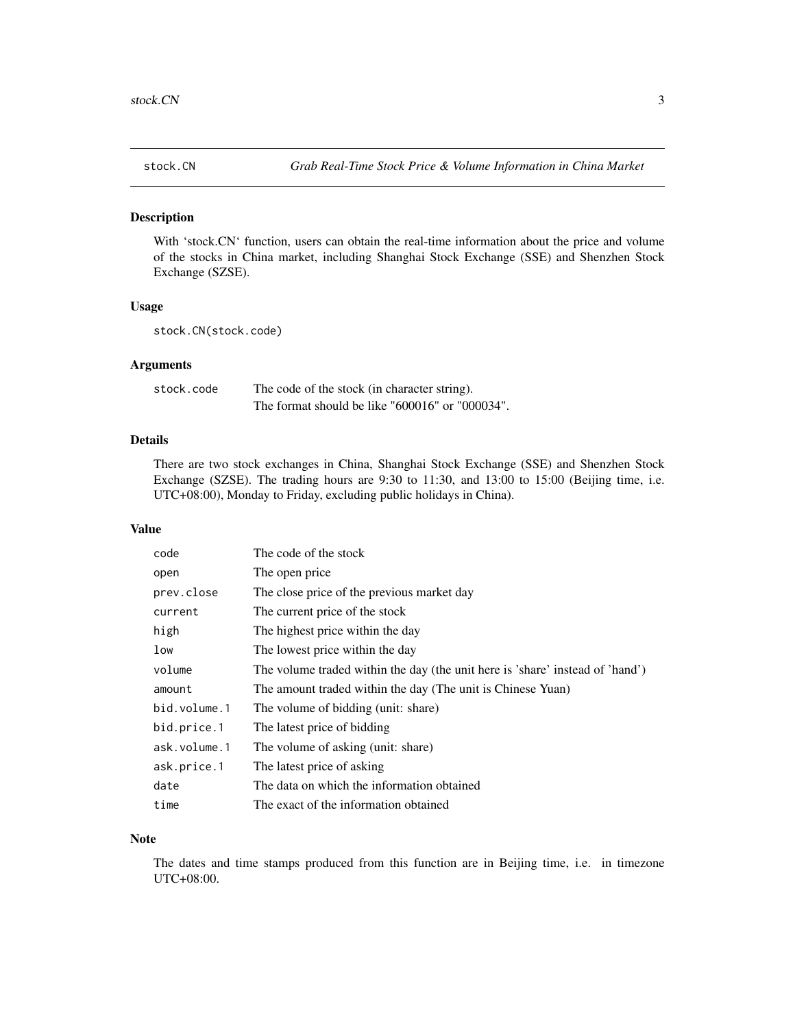## stock.CN — *Grab Real-Time Stock Price & Volume Information in China Market*

### Description

With 'stock.CN' function, users can obtain the real-time information about the price and volume of the stocks in China market, including Shanghai Stock Exchange (SSE) and Shenzhen Stock Exchange (SZSE).

### Usage

```
stock.CN(stock.code)
```

### Arguments

| | |
|---|---|
| `stock.code` | The code of the stock (in character string). The format should be like "600016" or "000034". |

### Details

There are two stock exchanges in China, Shanghai Stock Exchange (SSE) and Shenzhen Stock Exchange (SZSE). The trading hours are 9:30 to 11:30, and 13:00 to 15:00 (Beijing time, i.e. UTC+08:00), Monday to Friday, excluding public holidays in China).

### Value

| | |
|---|---|
| `code` | The code of the stock |
| `open` | The open price |
| `prev.close` | The close price of the previous market day |
| `current` | The current price of the stock |
| `high` | The highest price within the day |
| `low` | The lowest price within the day |
| `volume` | The volume traded within the day (the unit here is 'share' instead of 'hand') |
| `amount` | The amount traded within the day (The unit is Chinese Yuan) |
| `bid.volume.1` | The volume of bidding (unit: share) |
| `bid.price.1` | The latest price of bidding |
| `ask.volume.1` | The volume of asking (unit: share) |
| `ask.price.1` | The latest price of asking |
| `date` | The data on which the information obtained |
| `time` | The exact of the information obtained |

### Note

The dates and time stamps produced from this function are in Beijing time, i.e. in timezone UTC+08:00.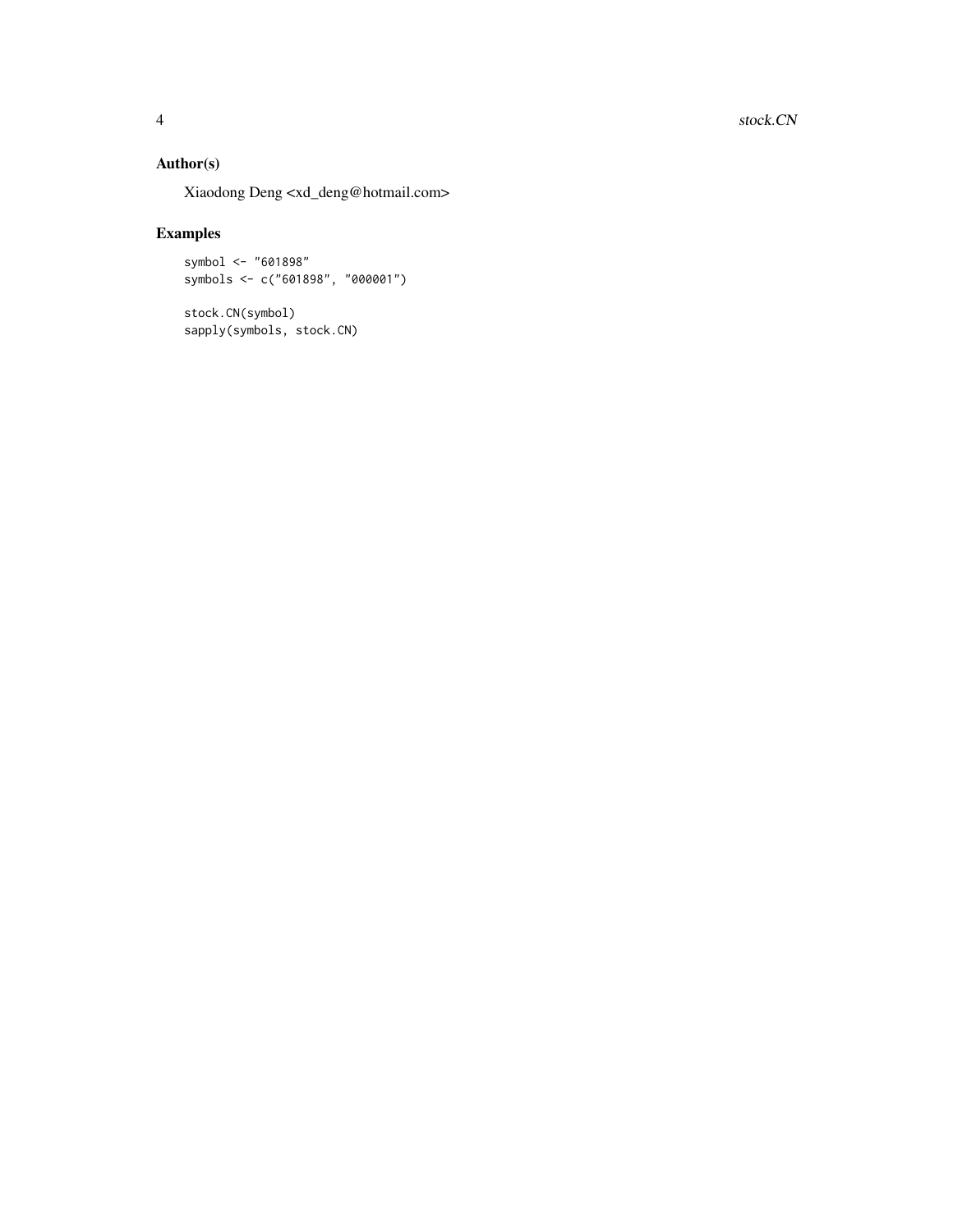## Author(s)

Xiaodong Deng <xd_deng@hotmail.com>

## Examples

```
symbol <- "601898"
symbols <- c("601898", "000001")

stock.CN(symbol)
sapply(symbols, stock.CN)
```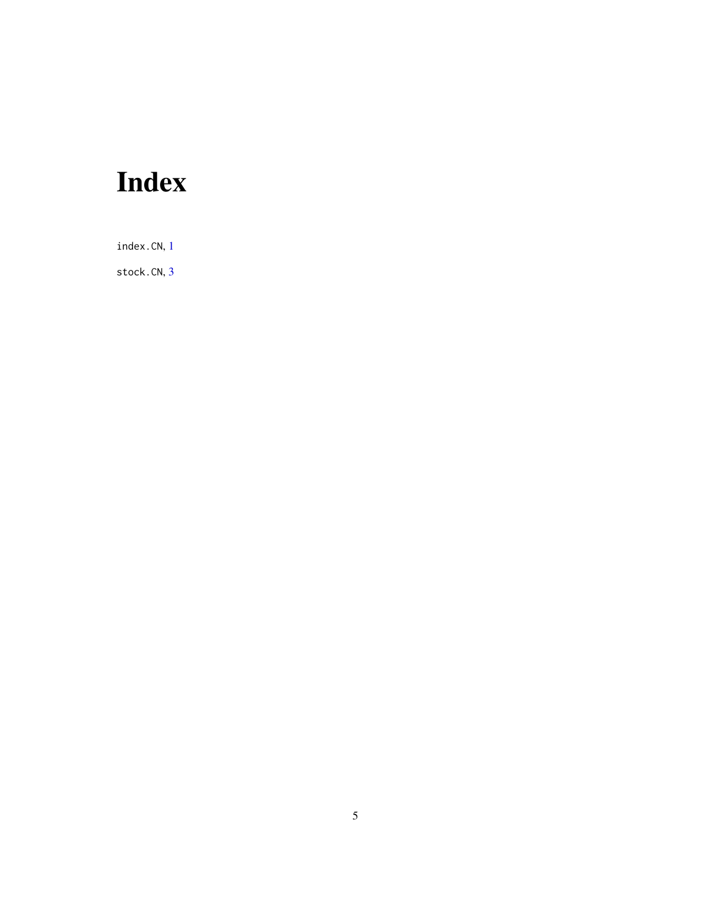# Index

index.CN, 1

stock.CN, 3